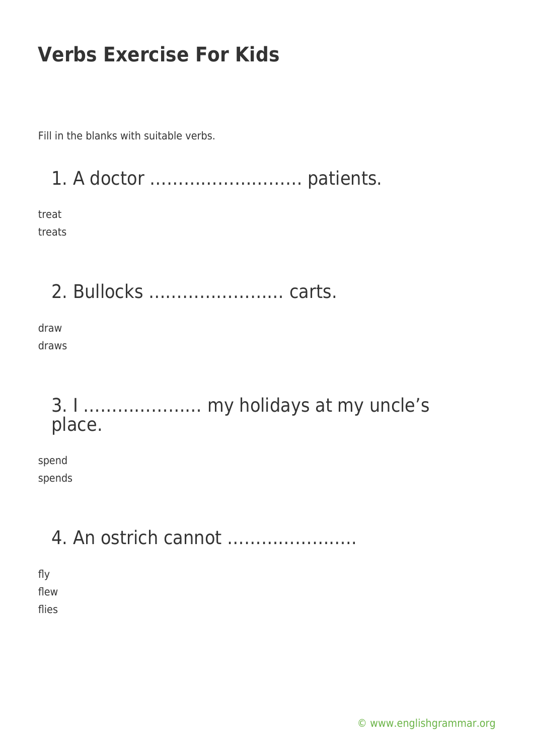# Verbs Exercise For Kids

Fill in the blanks with suitable verbs.

## 1. A doctor ……………………… patients.

treat
treats

## 2. Bullocks …………………… carts.

draw
draws

## 3. I ………………… my holidays at my uncle's place.

spend
spends

## 4. An ostrich cannot …………………..

fly
flew
flies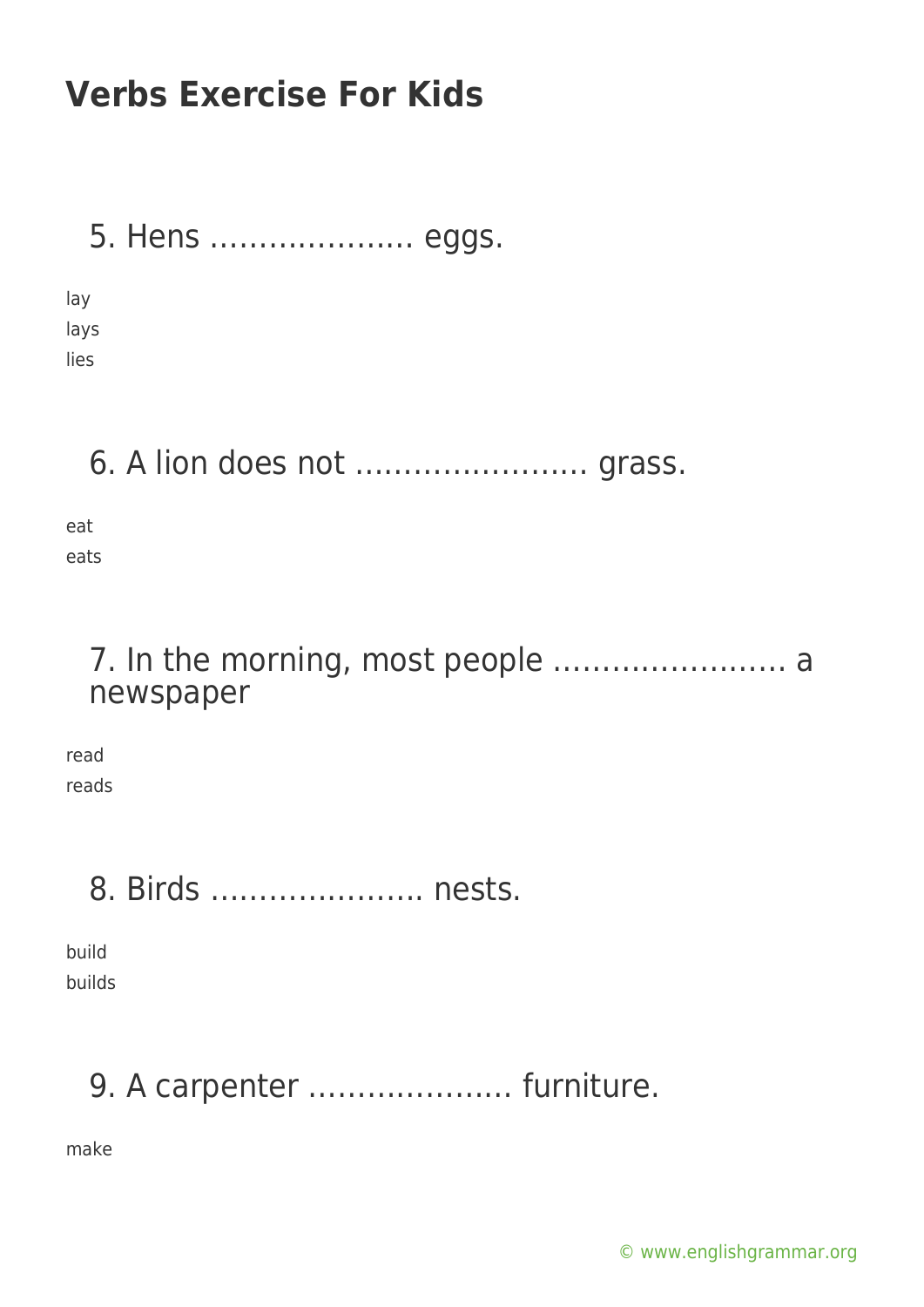# Verbs Exercise For Kids

5. Hens ……………….. eggs.

lay
lays
lies

6. A lion does not …………………… grass.

eat
eats

7. In the morning, most people …………………… a newspaper

read
reads

8. Birds …………………. nests.

build
builds

9. A carpenter ……………….. furniture.

make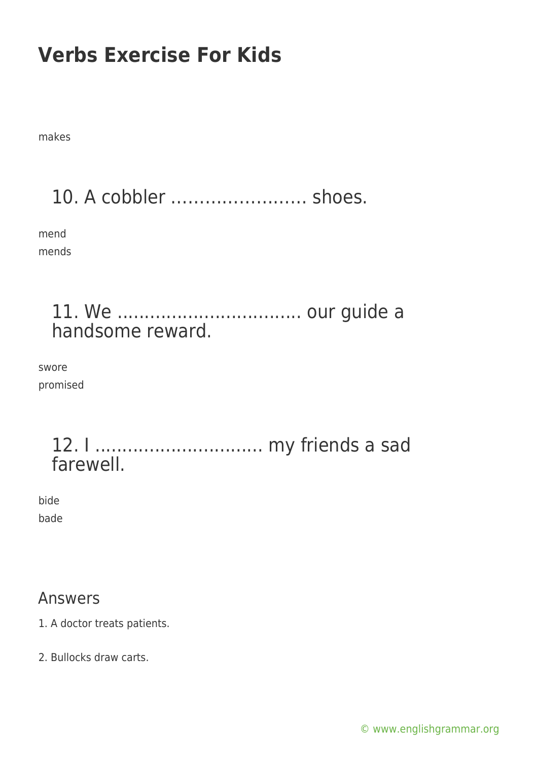makes

### 10. A cobbler …………………… shoes.

mend
mends

### 11. We ................................. our guide a handsome reward.

swore
promised

### 12. I ............................... my friends a sad farewell.

bide
bade

## Answers

1. A doctor treats patients.

2. Bullocks draw carts.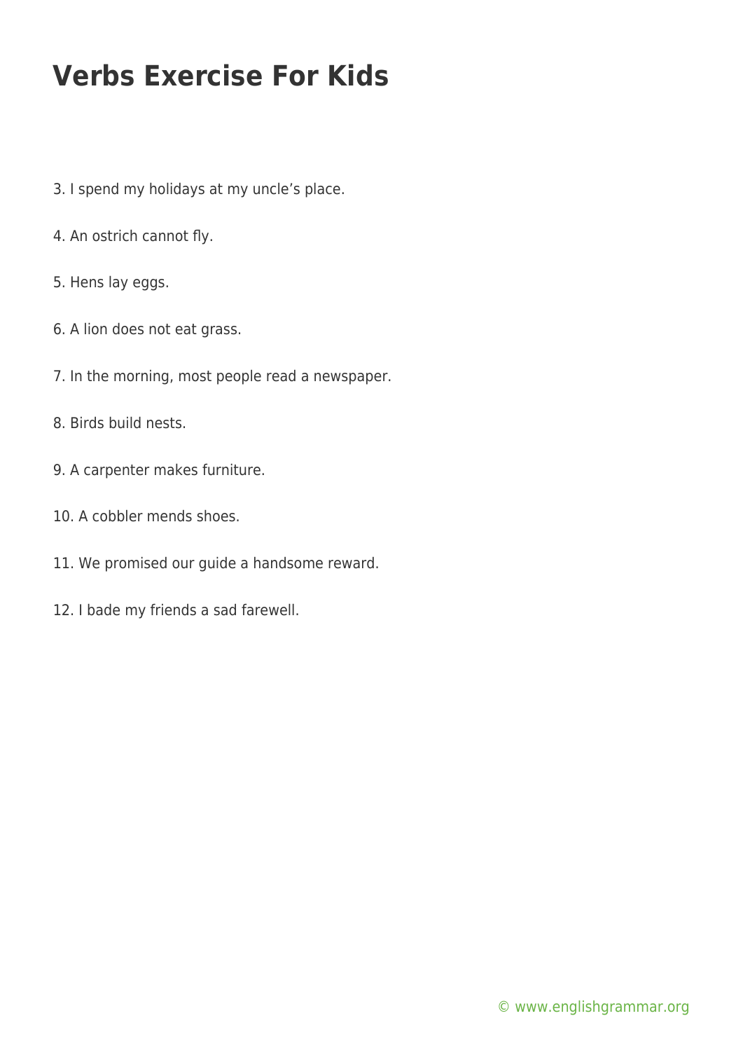# Verbs Exercise For Kids

3. I spend my holidays at my uncle’s place.
4. An ostrich cannot fly.
5. Hens lay eggs.
6. A lion does not eat grass.
7. In the morning, most people read a newspaper.
8. Birds build nests.
9. A carpenter makes furniture.
10. A cobbler mends shoes.
11. We promised our guide a handsome reward.
12. I bade my friends a sad farewell.